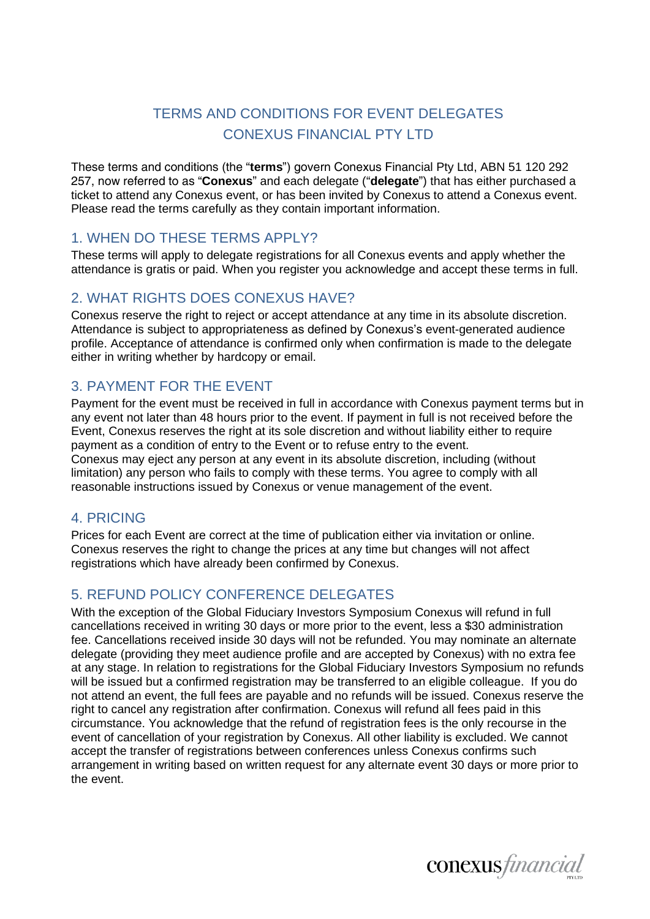# TERMS AND CONDITIONS FOR EVENT DELEGATES
# CONEXUS FINANCIAL PTY LTD

These terms and conditions (the "**terms**") govern Conexus Financial Pty Ltd, ABN 51 120 292 257, now referred to as "**Conexus**" and each delegate ("**delegate**") that has either purchased a ticket to attend any Conexus event, or has been invited by Conexus to attend a Conexus event. Please read the terms carefully as they contain important information.

## 1. WHEN DO THESE TERMS APPLY?

These terms will apply to delegate registrations for all Conexus events and apply whether the attendance is gratis or paid. When you register you acknowledge and accept these terms in full.

## 2. WHAT RIGHTS DOES CONEXUS HAVE?

Conexus reserve the right to reject or accept attendance at any time in its absolute discretion. Attendance is subject to appropriateness as defined by Conexus's event-generated audience profile. Acceptance of attendance is confirmed only when confirmation is made to the delegate either in writing whether by hardcopy or email.

## 3. PAYMENT FOR THE EVENT

Payment for the event must be received in full in accordance with Conexus payment terms but in any event not later than 48 hours prior to the event. If payment in full is not received before the Event, Conexus reserves the right at its sole discretion and without liability either to require payment as a condition of entry to the Event or to refuse entry to the event.
Conexus may eject any person at any event in its absolute discretion, including (without limitation) any person who fails to comply with these terms. You agree to comply with all reasonable instructions issued by Conexus or venue management of the event.

## 4. PRICING

Prices for each Event are correct at the time of publication either via invitation or online. Conexus reserves the right to change the prices at any time but changes will not affect registrations which have already been confirmed by Conexus.

## 5. REFUND POLICY CONFERENCE DELEGATES

With the exception of the Global Fiduciary Investors Symposium Conexus will refund in full cancellations received in writing 30 days or more prior to the event, less a $30 administration fee. Cancellations received inside 30 days will not be refunded. You may nominate an alternate delegate (providing they meet audience profile and are accepted by Conexus) with no extra fee at any stage. In relation to registrations for the Global Fiduciary Investors Symposium no refunds will be issued but a confirmed registration may be transferred to an eligible colleague. If you do not attend an event, the full fees are payable and no refunds will be issued. Conexus reserve the right to cancel any registration after confirmation. Conexus will refund all fees paid in this circumstance. You acknowledge that the refund of registration fees is the only recourse in the event of cancellation of your registration by Conexus. All other liability is excluded. We cannot accept the transfer of registrations between conferences unless Conexus confirms such arrangement in writing based on written request for any alternate event 30 days or more prior to the event.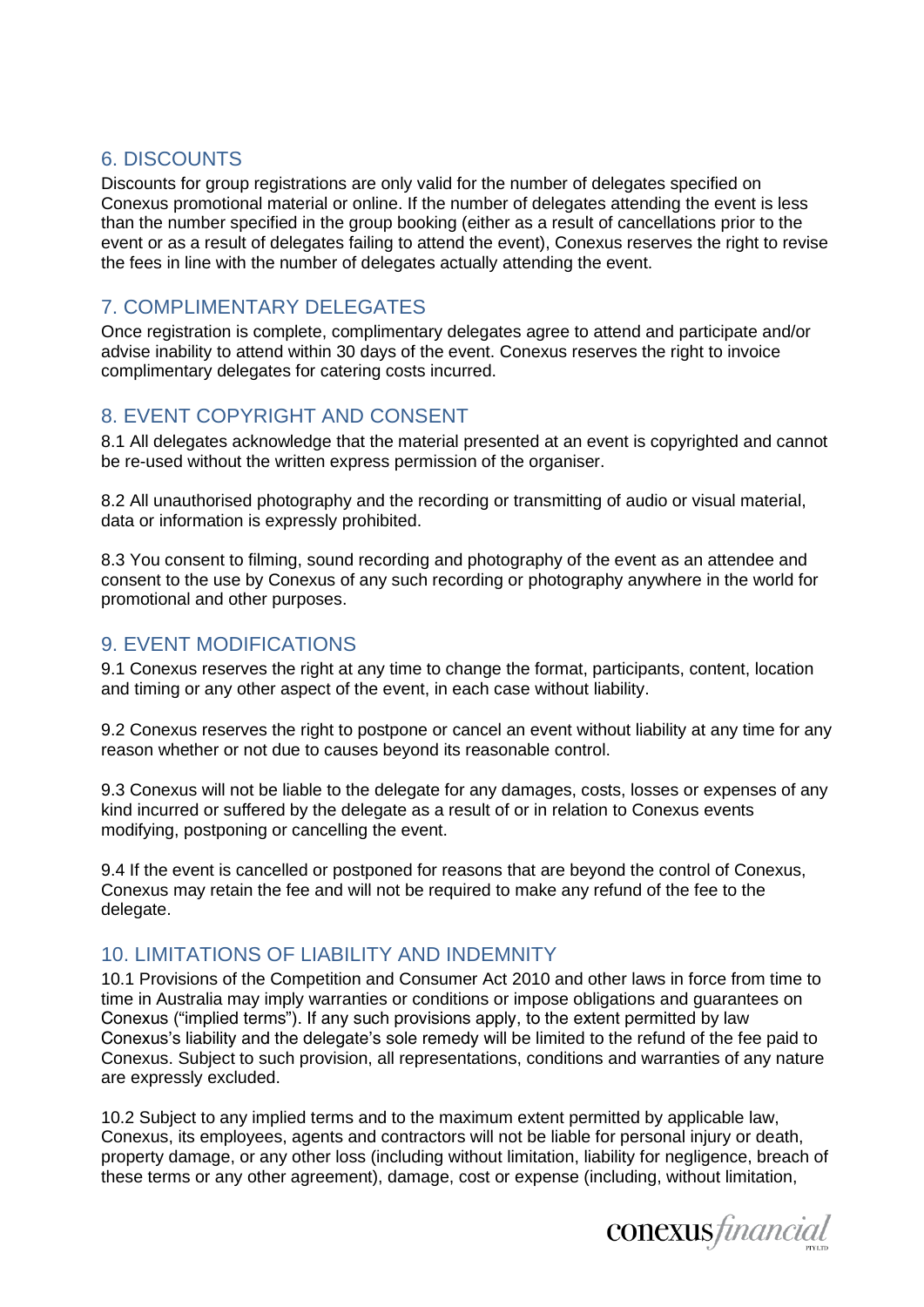## 6. DISCOUNTS

Discounts for group registrations are only valid for the number of delegates specified on Conexus promotional material or online. If the number of delegates attending the event is less than the number specified in the group booking (either as a result of cancellations prior to the event or as a result of delegates failing to attend the event), Conexus reserves the right to revise the fees in line with the number of delegates actually attending the event.

## 7. COMPLIMENTARY DELEGATES

Once registration is complete, complimentary delegates agree to attend and participate and/or advise inability to attend within 30 days of the event. Conexus reserves the right to invoice complimentary delegates for catering costs incurred.

## 8. EVENT COPYRIGHT AND CONSENT

8.1 All delegates acknowledge that the material presented at an event is copyrighted and cannot be re-used without the written express permission of the organiser.

8.2 All unauthorised photography and the recording or transmitting of audio or visual material, data or information is expressly prohibited.

8.3 You consent to filming, sound recording and photography of the event as an attendee and consent to the use by Conexus of any such recording or photography anywhere in the world for promotional and other purposes.

## 9. EVENT MODIFICATIONS

9.1 Conexus reserves the right at any time to change the format, participants, content, location and timing or any other aspect of the event, in each case without liability.

9.2 Conexus reserves the right to postpone or cancel an event without liability at any time for any reason whether or not due to causes beyond its reasonable control.

9.3 Conexus will not be liable to the delegate for any damages, costs, losses or expenses of any kind incurred or suffered by the delegate as a result of or in relation to Conexus events modifying, postponing or cancelling the event.

9.4 If the event is cancelled or postponed for reasons that are beyond the control of Conexus, Conexus may retain the fee and will not be required to make any refund of the fee to the delegate.

## 10. LIMITATIONS OF LIABILITY AND INDEMNITY

10.1 Provisions of the Competition and Consumer Act 2010 and other laws in force from time to time in Australia may imply warranties or conditions or impose obligations and guarantees on Conexus ("implied terms"). If any such provisions apply, to the extent permitted by law Conexus's liability and the delegate's sole remedy will be limited to the refund of the fee paid to Conexus. Subject to such provision, all representations, conditions and warranties of any nature are expressly excluded.

10.2 Subject to any implied terms and to the maximum extent permitted by applicable law, Conexus, its employees, agents and contractors will not be liable for personal injury or death, property damage, or any other loss (including without limitation, liability for negligence, breach of these terms or any other agreement), damage, cost or expense (including, without limitation,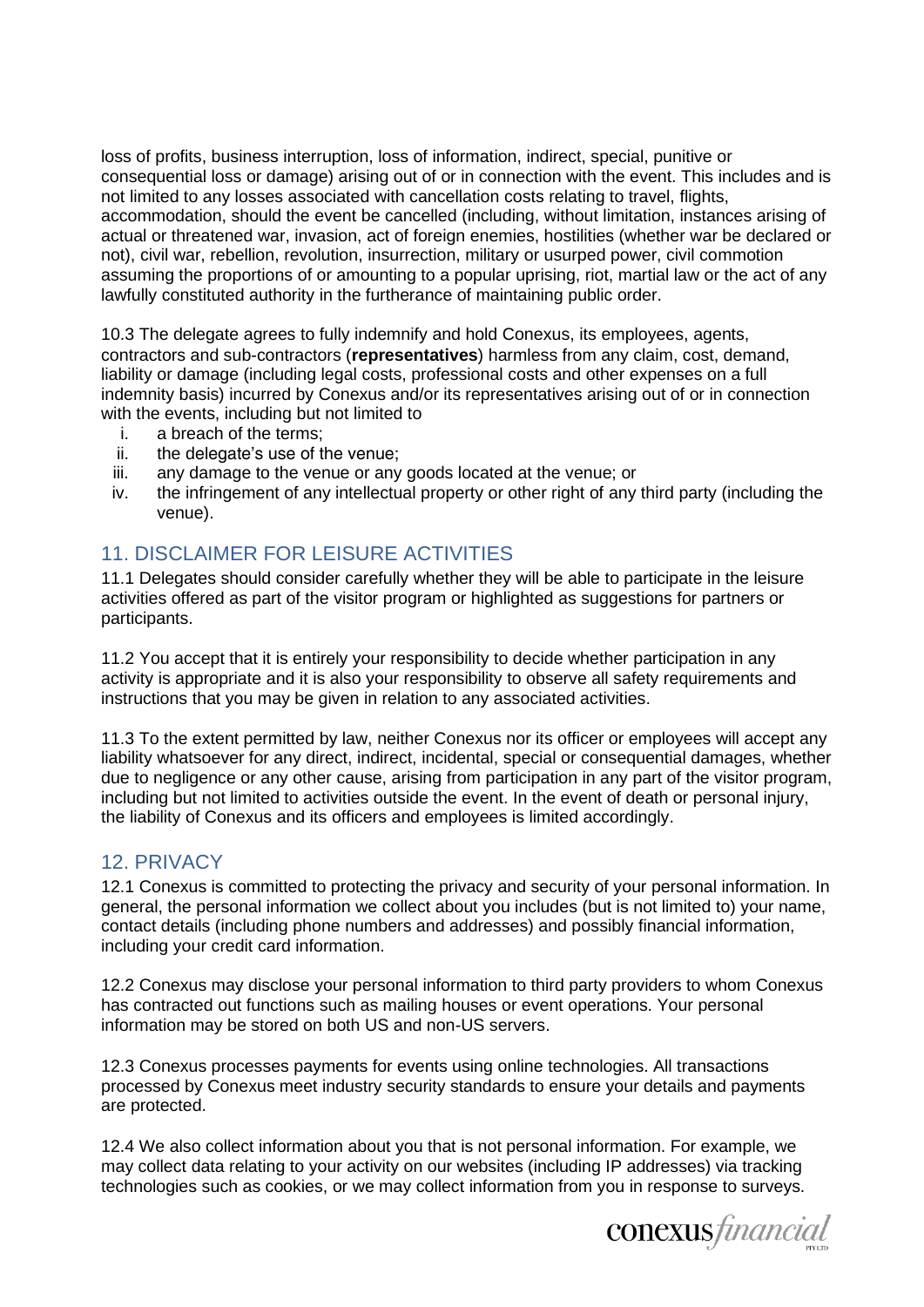loss of profits, business interruption, loss of information, indirect, special, punitive or consequential loss or damage) arising out of or in connection with the event. This includes and is not limited to any losses associated with cancellation costs relating to travel, flights, accommodation, should the event be cancelled (including, without limitation, instances arising of actual or threatened war, invasion, act of foreign enemies, hostilities (whether war be declared or not), civil war, rebellion, revolution, insurrection, military or usurped power, civil commotion assuming the proportions of or amounting to a popular uprising, riot, martial law or the act of any lawfully constituted authority in the furtherance of maintaining public order.

10.3 The delegate agrees to fully indemnify and hold Conexus, its employees, agents, contractors and sub-contractors (**representatives**) harmless from any claim, cost, demand, liability or damage (including legal costs, professional costs and other expenses on a full indemnity basis) incurred by Conexus and/or its representatives arising out of or in connection with the events, including but not limited to

i. a breach of the terms;
ii. the delegate's use of the venue;
iii. any damage to the venue or any goods located at the venue; or
iv. the infringement of any intellectual property or other right of any third party (including the venue).

## 11. DISCLAIMER FOR LEISURE ACTIVITIES

11.1 Delegates should consider carefully whether they will be able to participate in the leisure activities offered as part of the visitor program or highlighted as suggestions for partners or participants.

11.2 You accept that it is entirely your responsibility to decide whether participation in any activity is appropriate and it is also your responsibility to observe all safety requirements and instructions that you may be given in relation to any associated activities.

11.3 To the extent permitted by law, neither Conexus nor its officer or employees will accept any liability whatsoever for any direct, indirect, incidental, special or consequential damages, whether due to negligence or any other cause, arising from participation in any part of the visitor program, including but not limited to activities outside the event. In the event of death or personal injury, the liability of Conexus and its officers and employees is limited accordingly.

## 12. PRIVACY

12.1 Conexus is committed to protecting the privacy and security of your personal information. In general, the personal information we collect about you includes (but is not limited to) your name, contact details (including phone numbers and addresses) and possibly financial information, including your credit card information.

12.2 Conexus may disclose your personal information to third party providers to whom Conexus has contracted out functions such as mailing houses or event operations. Your personal information may be stored on both US and non-US servers.

12.3 Conexus processes payments for events using online technologies. All transactions processed by Conexus meet industry security standards to ensure your details and payments are protected.

12.4 We also collect information about you that is not personal information. For example, we may collect data relating to your activity on our websites (including IP addresses) via tracking technologies such as cookies, or we may collect information from you in response to surveys.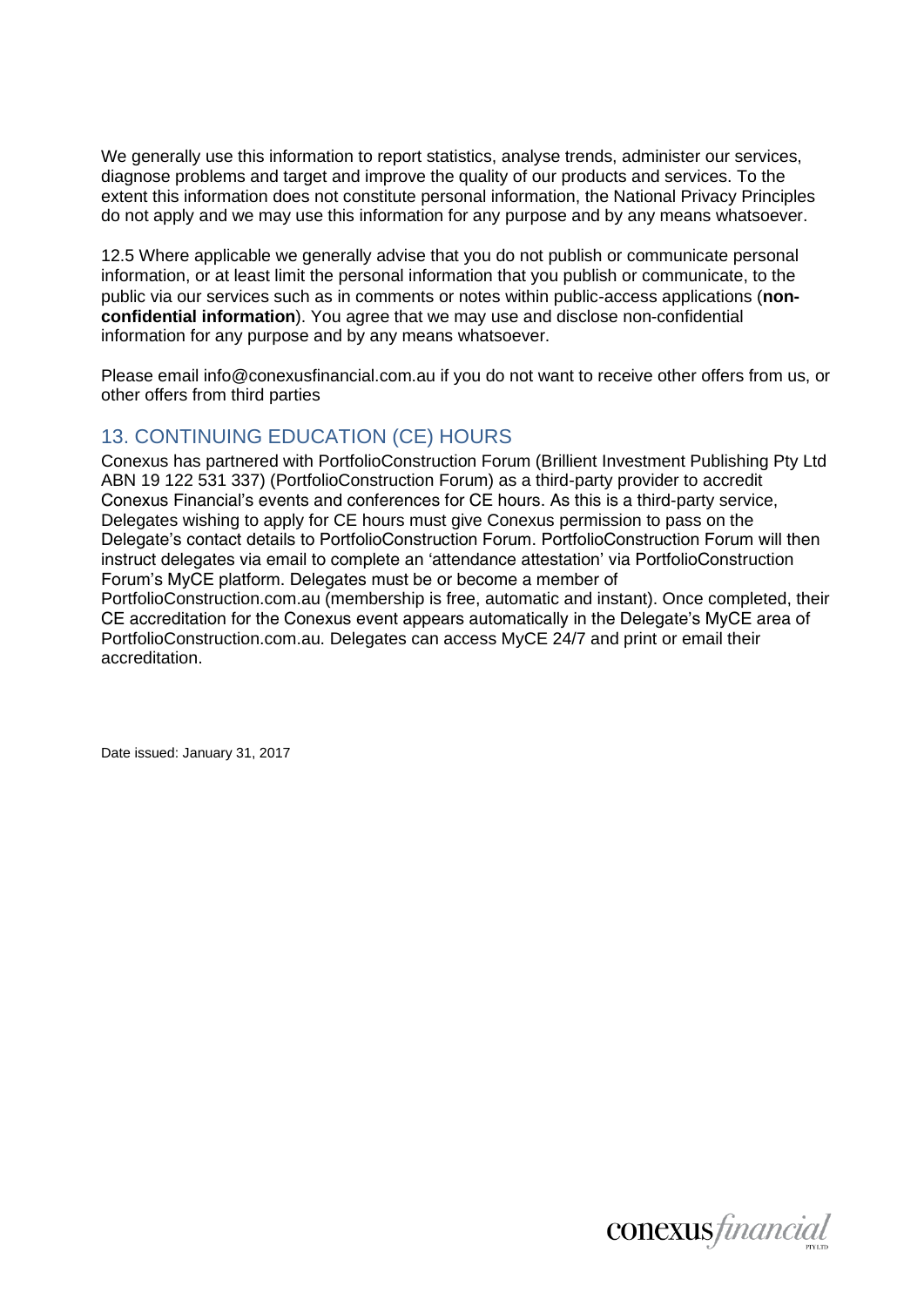We generally use this information to report statistics, analyse trends, administer our services, diagnose problems and target and improve the quality of our products and services. To the extent this information does not constitute personal information, the National Privacy Principles do not apply and we may use this information for any purpose and by any means whatsoever.

12.5 Where applicable we generally advise that you do not publish or communicate personal information, or at least limit the personal information that you publish or communicate, to the public via our services such as in comments or notes within public-access applications (**non-confidential information**). You agree that we may use and disclose non-confidential information for any purpose and by any means whatsoever.

Please email info@conexusfinancial.com.au if you do not want to receive other offers from us, or other offers from third parties

## 13. CONTINUING EDUCATION (CE) HOURS

Conexus has partnered with PortfolioConstruction Forum (Brillient Investment Publishing Pty Ltd ABN 19 122 531 337) (PortfolioConstruction Forum) as a third-party provider to accredit Conexus Financial's events and conferences for CE hours. As this is a third-party service, Delegates wishing to apply for CE hours must give Conexus permission to pass on the Delegate's contact details to PortfolioConstruction Forum. PortfolioConstruction Forum will then instruct delegates via email to complete an 'attendance attestation' via PortfolioConstruction Forum's MyCE platform. Delegates must be or become a member of PortfolioConstruction.com.au (membership is free, automatic and instant). Once completed, their CE accreditation for the Conexus event appears automatically in the Delegate's MyCE area of PortfolioConstruction.com.au. Delegates can access MyCE 24/7 and print or email their accreditation.

Date issued: January 31, 2017